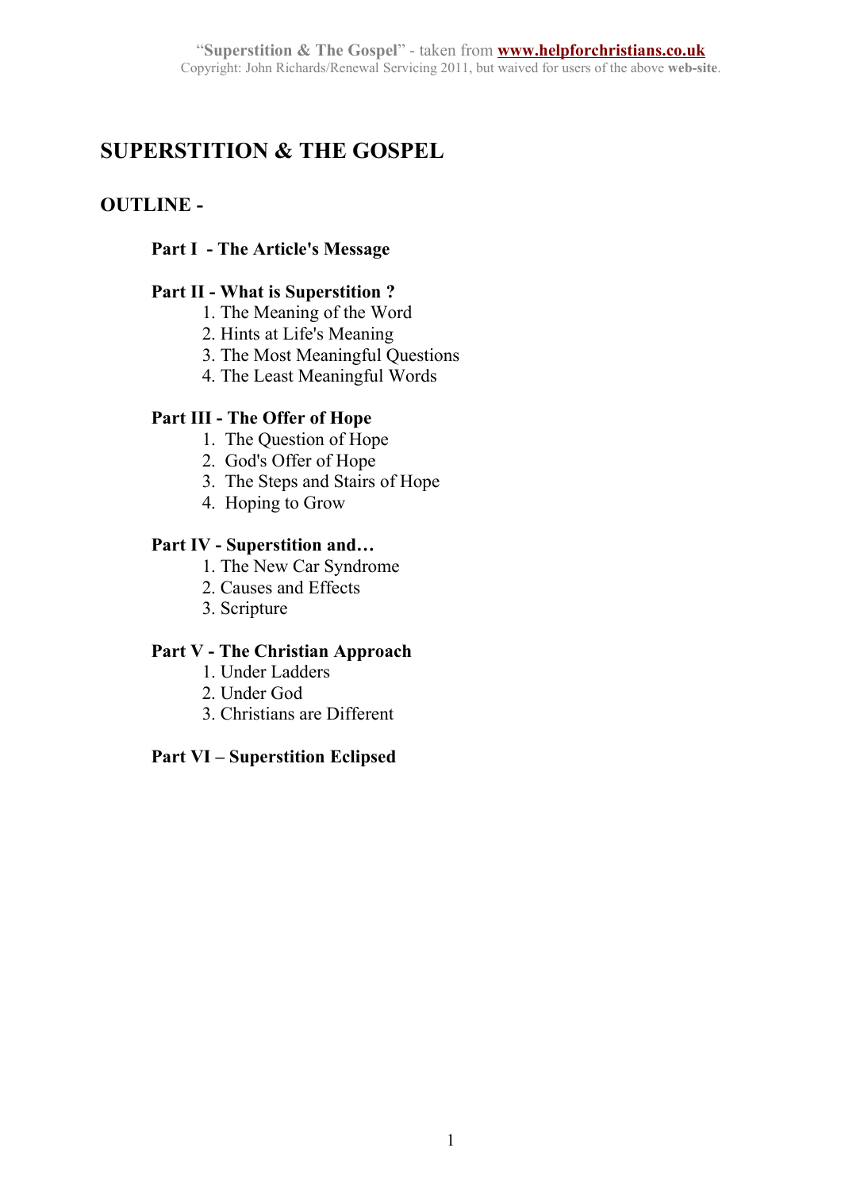# SUPERSTITION & THE GOSPEL

## OUTLINE -

**Part I - The Article's Message**

**Part II - What is Superstition ?**

1. The Meaning of the Word
2. Hints at Life's Meaning
3. The Most Meaningful Questions
4. The Least Meaningful Words

**Part III - The Offer of Hope**

1. The Question of Hope
2. God's Offer of Hope
3. The Steps and Stairs of Hope
4. Hoping to Grow

**Part IV - Superstition and…**

1. The New Car Syndrome
2. Causes and Effects
3. Scripture

**Part V - The Christian Approach**

1. Under Ladders
2. Under God
3. Christians are Different

**Part VI – Superstition Eclipsed**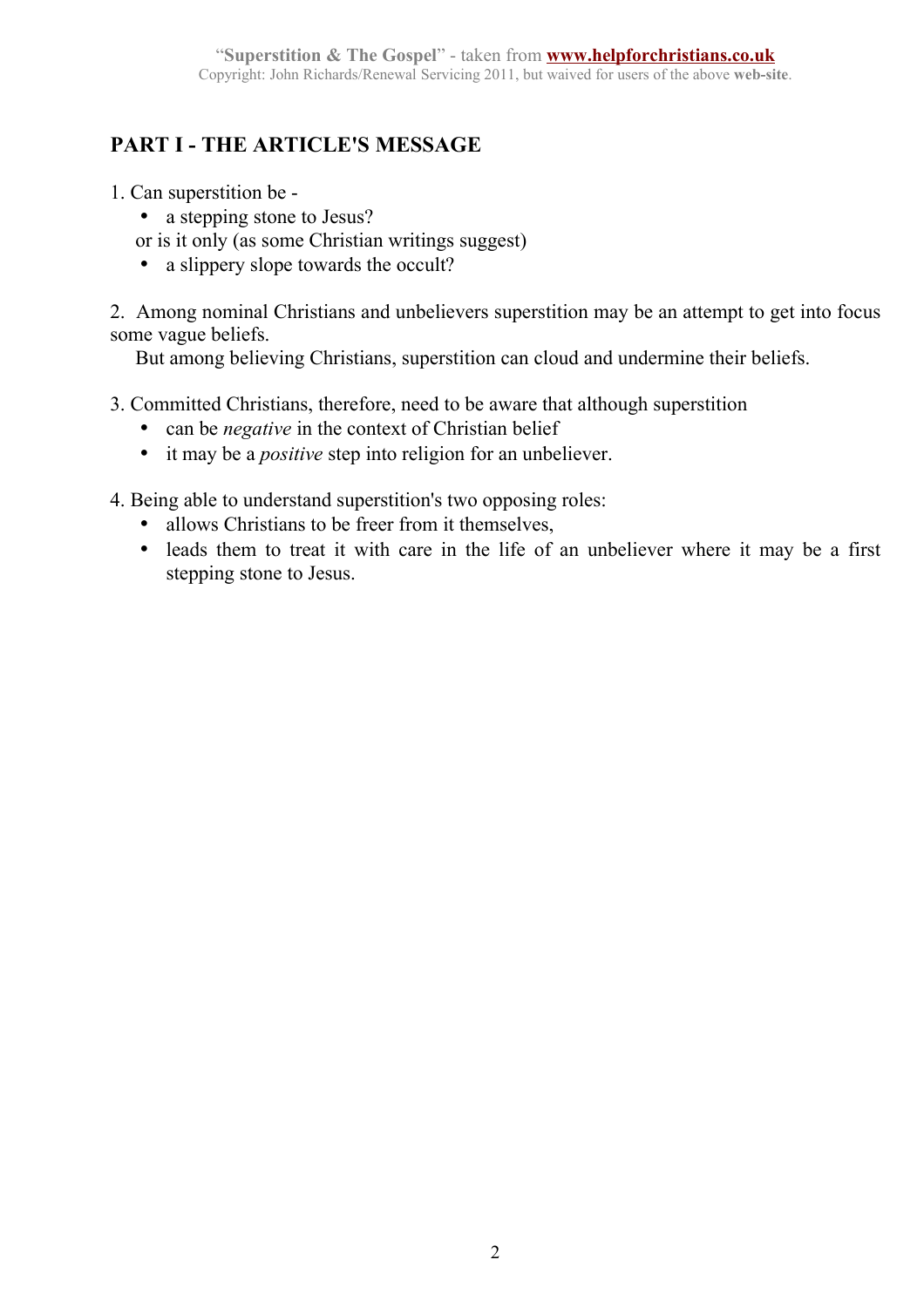## PART I - THE ARTICLE'S MESSAGE

1. Can superstition be -
   - a stepping stone to Jesus?

   or is it only (as some Christian writings suggest)
   - a slippery slope towards the occult?

2. Among nominal Christians and unbelievers superstition may be an attempt to get into focus some vague beliefs.

   But among believing Christians, superstition can cloud and undermine their beliefs.

3. Committed Christians, therefore, need to be aware that although superstition
   - can be *negative* in the context of Christian belief
   - it may be a *positive* step into religion for an unbeliever.

4. Being able to understand superstition's two opposing roles:
   - allows Christians to be freer from it themselves,
   - leads them to treat it with care in the life of an unbeliever where it may be a first stepping stone to Jesus.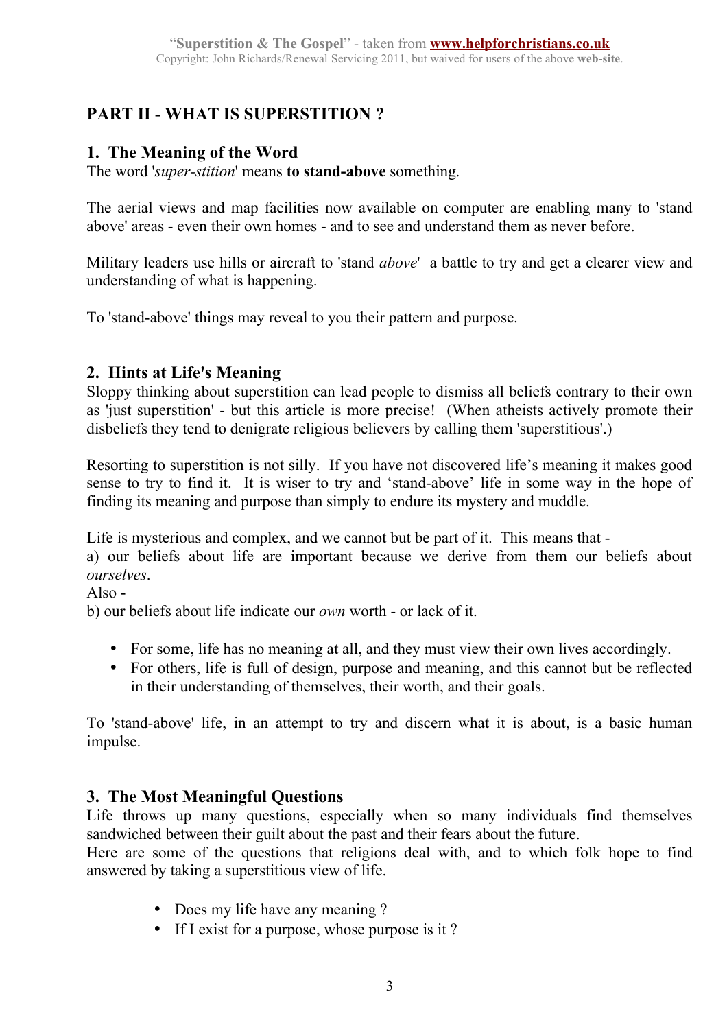## PART II - WHAT IS SUPERSTITION ?

### 1. The Meaning of the Word

The word '*super-stition*' means **to stand-above** something.

The aerial views and map facilities now available on computer are enabling many to 'stand above' areas - even their own homes - and to see and understand them as never before.

Military leaders use hills or aircraft to 'stand *above*' a battle to try and get a clearer view and understanding of what is happening.

To 'stand-above' things may reveal to you their pattern and purpose.

### 2. Hints at Life's Meaning

Sloppy thinking about superstition can lead people to dismiss all beliefs contrary to their own as 'just superstition' - but this article is more precise! (When atheists actively promote their disbeliefs they tend to denigrate religious believers by calling them 'superstitious'.)

Resorting to superstition is not silly. If you have not discovered life's meaning it makes good sense to try to find it. It is wiser to try and 'stand-above' life in some way in the hope of finding its meaning and purpose than simply to endure its mystery and muddle.

Life is mysterious and complex, and we cannot but be part of it. This means that -
a) our beliefs about life are important because we derive from them our beliefs about *ourselves*.
Also -
b) our beliefs about life indicate our *own* worth - or lack of it.

- For some, life has no meaning at all, and they must view their own lives accordingly.
- For others, life is full of design, purpose and meaning, and this cannot but be reflected in their understanding of themselves, their worth, and their goals.

To 'stand-above' life, in an attempt to try and discern what it is about, is a basic human impulse.

### 3. The Most Meaningful Questions

Life throws up many questions, especially when so many individuals find themselves sandwiched between their guilt about the past and their fears about the future.
Here are some of the questions that religions deal with, and to which folk hope to find answered by taking a superstitious view of life.

- Does my life have any meaning ?
- If I exist for a purpose, whose purpose is it ?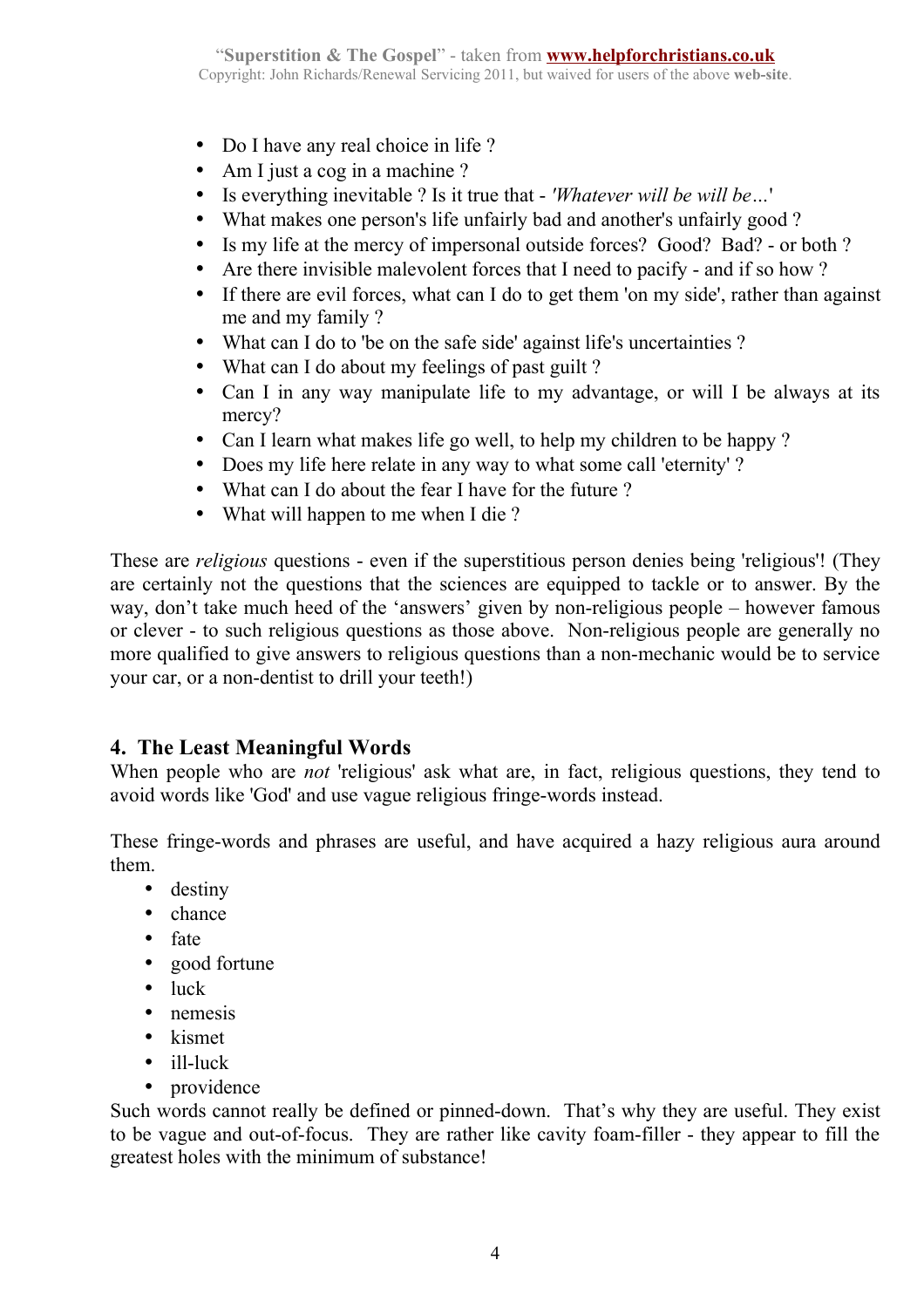- Do I have any real choice in life ?
- Am I just a cog in a machine ?
- Is everything inevitable ? Is it true that - *'Whatever will be will be…'*
- What makes one person's life unfairly bad and another's unfairly good ?
- Is my life at the mercy of impersonal outside forces? Good? Bad? - or both ?
- Are there invisible malevolent forces that I need to pacify - and if so how ?
- If there are evil forces, what can I do to get them 'on my side', rather than against me and my family ?
- What can I do to 'be on the safe side' against life's uncertainties ?
- What can I do about my feelings of past guilt ?
- Can I in any way manipulate life to my advantage, or will I be always at its mercy?
- Can I learn what makes life go well, to help my children to be happy ?
- Does my life here relate in any way to what some call 'eternity' ?
- What can I do about the fear I have for the future ?
- What will happen to me when I die ?

These are *religious* questions - even if the superstitious person denies being 'religious'! (They are certainly not the questions that the sciences are equipped to tackle or to answer. By the way, don't take much heed of the 'answers' given by non-religious people – however famous or clever - to such religious questions as those above. Non-religious people are generally no more qualified to give answers to religious questions than a non-mechanic would be to service your car, or a non-dentist to drill your teeth!)

## 4. The Least Meaningful Words

When people who are *not* 'religious' ask what are, in fact, religious questions, they tend to avoid words like 'God' and use vague religious fringe-words instead.

These fringe-words and phrases are useful, and have acquired a hazy religious aura around them.

- destiny
- chance
- fate
- good fortune
- luck
- nemesis
- kismet
- ill-luck
- providence

Such words cannot really be defined or pinned-down. That's why they are useful. They exist to be vague and out-of-focus. They are rather like cavity foam-filler - they appear to fill the greatest holes with the minimum of substance!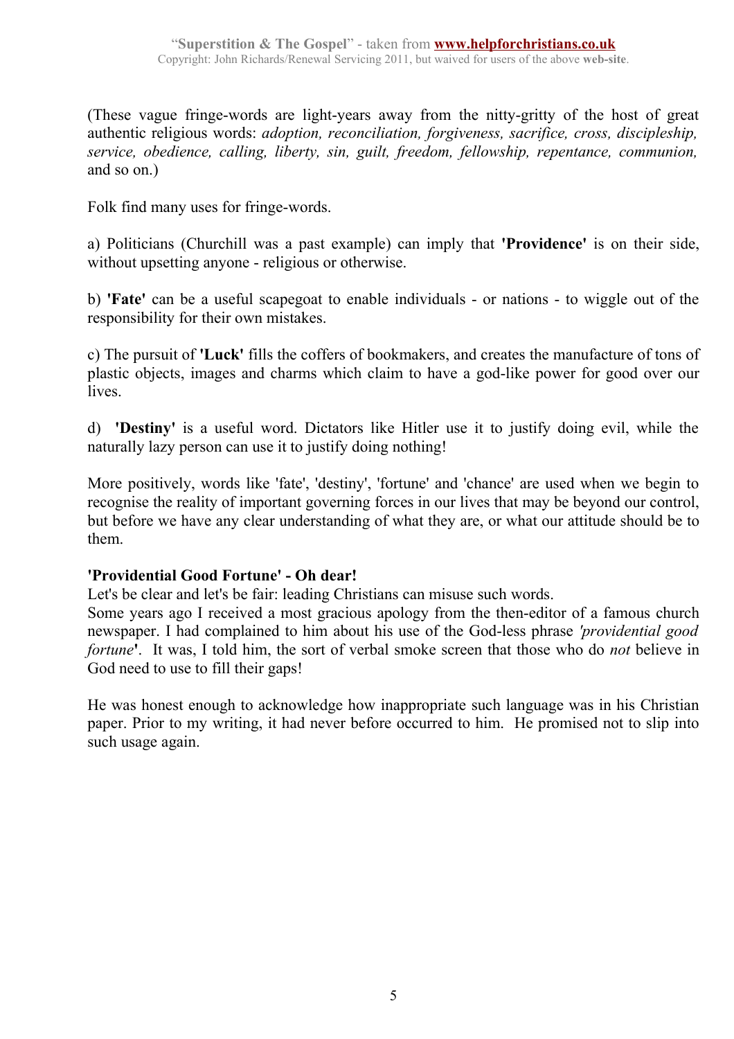(These vague fringe-words are light-years away from the nitty-gritty of the host of great authentic religious words: *adoption, reconciliation, forgiveness, sacrifice, cross, discipleship, service, obedience, calling, liberty, sin, guilt, freedom, fellowship, repentance, communion,* and so on.)

Folk find many uses for fringe-words.

a) Politicians (Churchill was a past example) can imply that **'Providence'** is on their side, without upsetting anyone - religious or otherwise.

b) **'Fate'** can be a useful scapegoat to enable individuals - or nations - to wiggle out of the responsibility for their own mistakes.

c) The pursuit of **'Luck'** fills the coffers of bookmakers, and creates the manufacture of tons of plastic objects, images and charms which claim to have a god-like power for good over our lives.

d) **'Destiny'** is a useful word. Dictators like Hitler use it to justify doing evil, while the naturally lazy person can use it to justify doing nothing!

More positively, words like 'fate', 'destiny', 'fortune' and 'chance' are used when we begin to recognise the reality of important governing forces in our lives that may be beyond our control, but before we have any clear understanding of what they are, or what our attitude should be to them.

**'Providential Good Fortune' - Oh dear!**

Let's be clear and let's be fair: leading Christians can misuse such words.
Some years ago I received a most gracious apology from the then-editor of a famous church newspaper. I had complained to him about his use of the God-less phrase *'providential good fortune'*. It was, I told him, the sort of verbal smoke screen that those who do *not* believe in God need to use to fill their gaps!

He was honest enough to acknowledge how inappropriate such language was in his Christian paper. Prior to my writing, it had never before occurred to him. He promised not to slip into such usage again.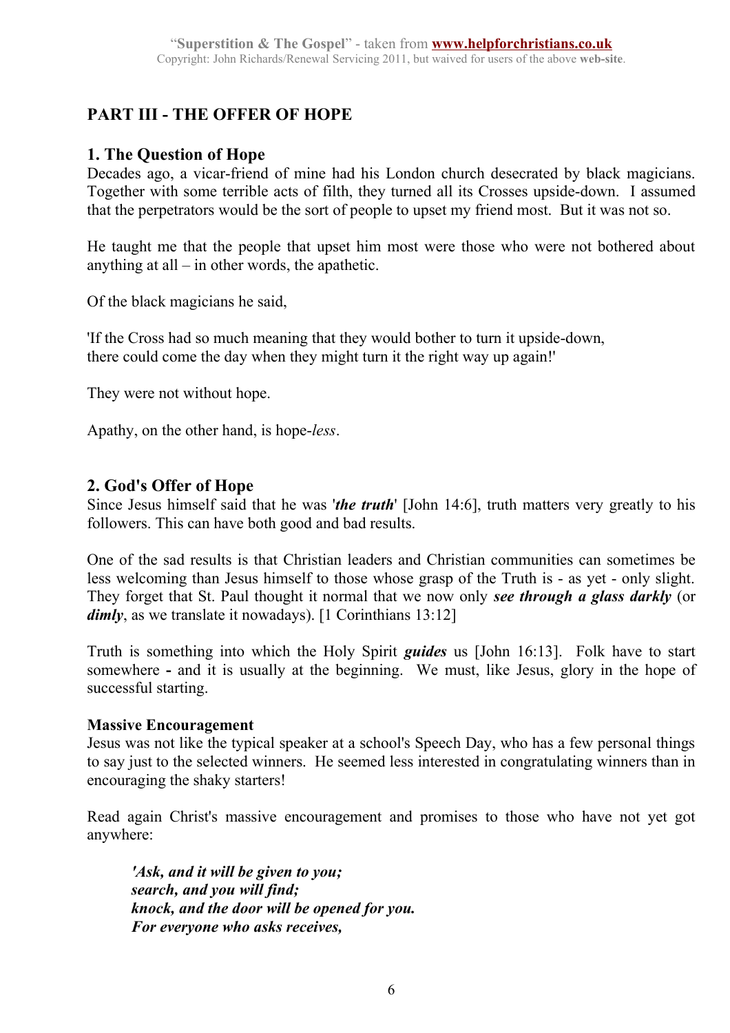## PART III - THE OFFER OF HOPE

### 1. The Question of Hope

Decades ago, a vicar-friend of mine had his London church desecrated by black magicians. Together with some terrible acts of filth, they turned all its Crosses upside-down. I assumed that the perpetrators would be the sort of people to upset my friend most. But it was not so.

He taught me that the people that upset him most were those who were not bothered about anything at all – in other words, the apathetic.

Of the black magicians he said,

'If the Cross had so much meaning that they would bother to turn it upside-down,
there could come the day when they might turn it the right way up again!'

They were not without hope.

Apathy, on the other hand, is hope-*less*.

### 2. God's Offer of Hope

Since Jesus himself said that he was '***the truth***' [John 14:6], truth matters very greatly to his followers. This can have both good and bad results.

One of the sad results is that Christian leaders and Christian communities can sometimes be less welcoming than Jesus himself to those whose grasp of the Truth is - as yet - only slight. They forget that St. Paul thought it normal that we now only ***see through a glass darkly*** (or ***dimly***, as we translate it nowadays). [1 Corinthians 13:12]

Truth is something into which the Holy Spirit ***guides*** us [John 16:13]. Folk have to start somewhere **-** and it is usually at the beginning. We must, like Jesus, glory in the hope of successful starting.

**Massive Encouragement**

Jesus was not like the typical speaker at a school's Speech Day, who has a few personal things to say just to the selected winners. He seemed less interested in congratulating winners than in encouraging the shaky starters!

Read again Christ's massive encouragement and promises to those who have not yet got anywhere:

> ***'Ask, and it will be given to you;***
> ***search, and you will find;***
> ***knock, and the door will be opened for you.***
> ***For everyone who asks receives,***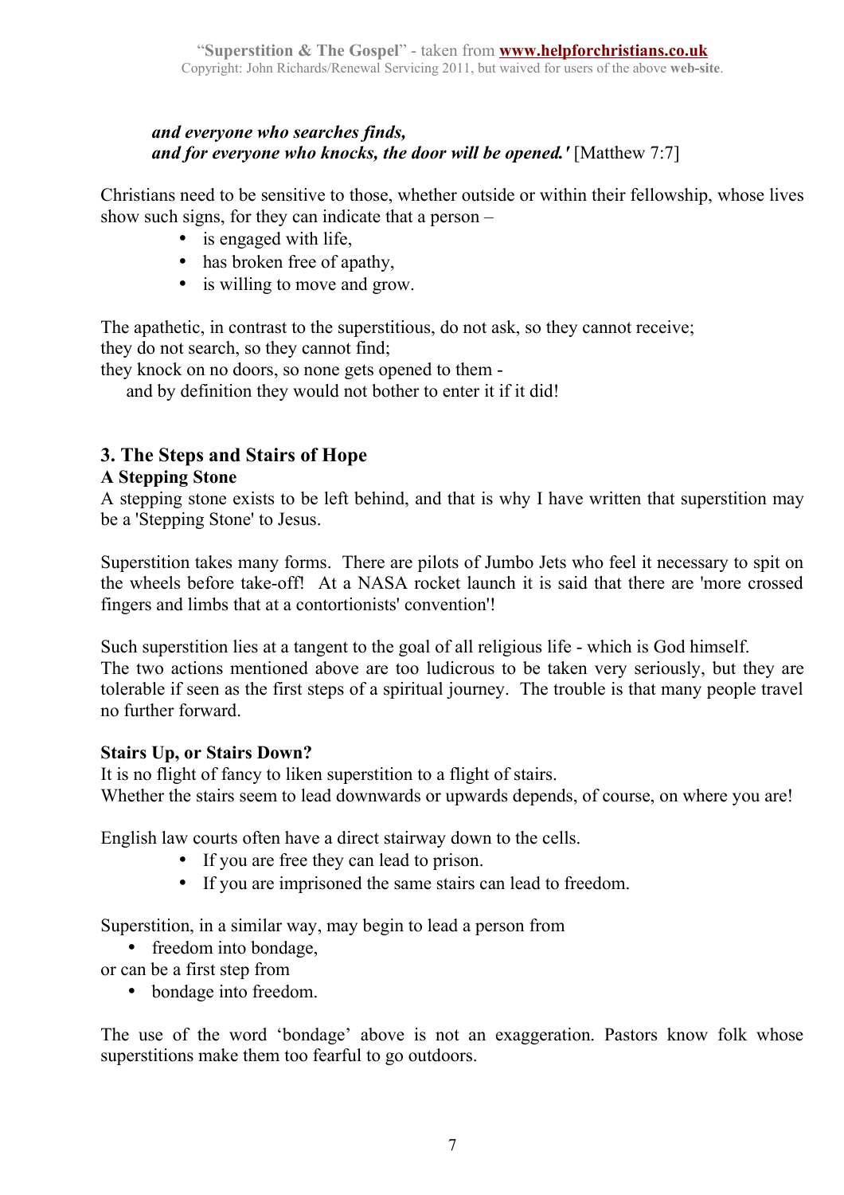> ***and everyone who searches finds,***
> ***and for everyone who knocks, the door will be opened.'*** [Matthew 7:7]

Christians need to be sensitive to those, whether outside or within their fellowship, whose lives show such signs, for they can indicate that a person –

- is engaged with life,
- has broken free of apathy,
- is willing to move and grow.

The apathetic, in contrast to the superstitious, do not ask, so they cannot receive;
they do not search, so they cannot find;
they knock on no doors, so none gets opened to them -
and by definition they would not bother to enter it if it did!

## 3. The Steps and Stairs of Hope

### A Stepping Stone

A stepping stone exists to be left behind, and that is why I have written that superstition may be a 'Stepping Stone' to Jesus.

Superstition takes many forms. There are pilots of Jumbo Jets who feel it necessary to spit on the wheels before take-off! At a NASA rocket launch it is said that there are 'more crossed fingers and limbs that at a contortionists' convention'!

Such superstition lies at a tangent to the goal of all religious life - which is God himself.
The two actions mentioned above are too ludicrous to be taken very seriously, but they are tolerable if seen as the first steps of a spiritual journey. The trouble is that many people travel no further forward.

### Stairs Up, or Stairs Down?

It is no flight of fancy to liken superstition to a flight of stairs.
Whether the stairs seem to lead downwards or upwards depends, of course, on where you are!

English law courts often have a direct stairway down to the cells.

- If you are free they can lead to prison.
- If you are imprisoned the same stairs can lead to freedom.

Superstition, in a similar way, may begin to lead a person from

- freedom into bondage,

or can be a first step from

- bondage into freedom.

The use of the word 'bondage' above is not an exaggeration. Pastors know folk whose superstitions make them too fearful to go outdoors.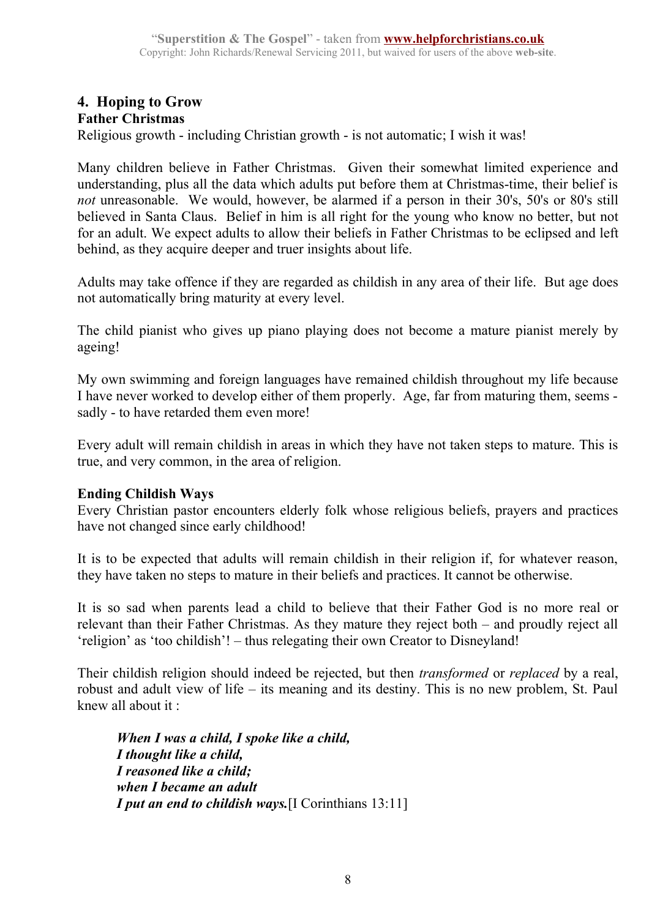## 4. Hoping to Grow

### Father Christmas

Religious growth - including Christian growth - is not automatic; I wish it was!

Many children believe in Father Christmas. Given their somewhat limited experience and understanding, plus all the data which adults put before them at Christmas-time, their belief is *not* unreasonable. We would, however, be alarmed if a person in their 30's, 50's or 80's still believed in Santa Claus. Belief in him is all right for the young who know no better, but not for an adult. We expect adults to allow their beliefs in Father Christmas to be eclipsed and left behind, as they acquire deeper and truer insights about life.

Adults may take offence if they are regarded as childish in any area of their life. But age does not automatically bring maturity at every level.

The child pianist who gives up piano playing does not become a mature pianist merely by ageing!

My own swimming and foreign languages have remained childish throughout my life because I have never worked to develop either of them properly. Age, far from maturing them, seems - sadly - to have retarded them even more!

Every adult will remain childish in areas in which they have not taken steps to mature. This is true, and very common, in the area of religion.

### Ending Childish Ways

Every Christian pastor encounters elderly folk whose religious beliefs, prayers and practices have not changed since early childhood!

It is to be expected that adults will remain childish in their religion if, for whatever reason, they have taken no steps to mature in their beliefs and practices. It cannot be otherwise.

It is so sad when parents lead a child to believe that their Father God is no more real or relevant than their Father Christmas. As they mature they reject both – and proudly reject all 'religion' as 'too childish'! – thus relegating their own Creator to Disneyland!

Their childish religion should indeed be rejected, but then *transformed* or *replaced* by a real, robust and adult view of life – its meaning and its destiny. This is no new problem, St. Paul knew all about it :

> ***When I was a child, I spoke like a child,***
> ***I thought like a child,***
> ***I reasoned like a child;***
> ***when I became an adult***
> ***I put an end to childish ways.***[I Corinthians 13:11]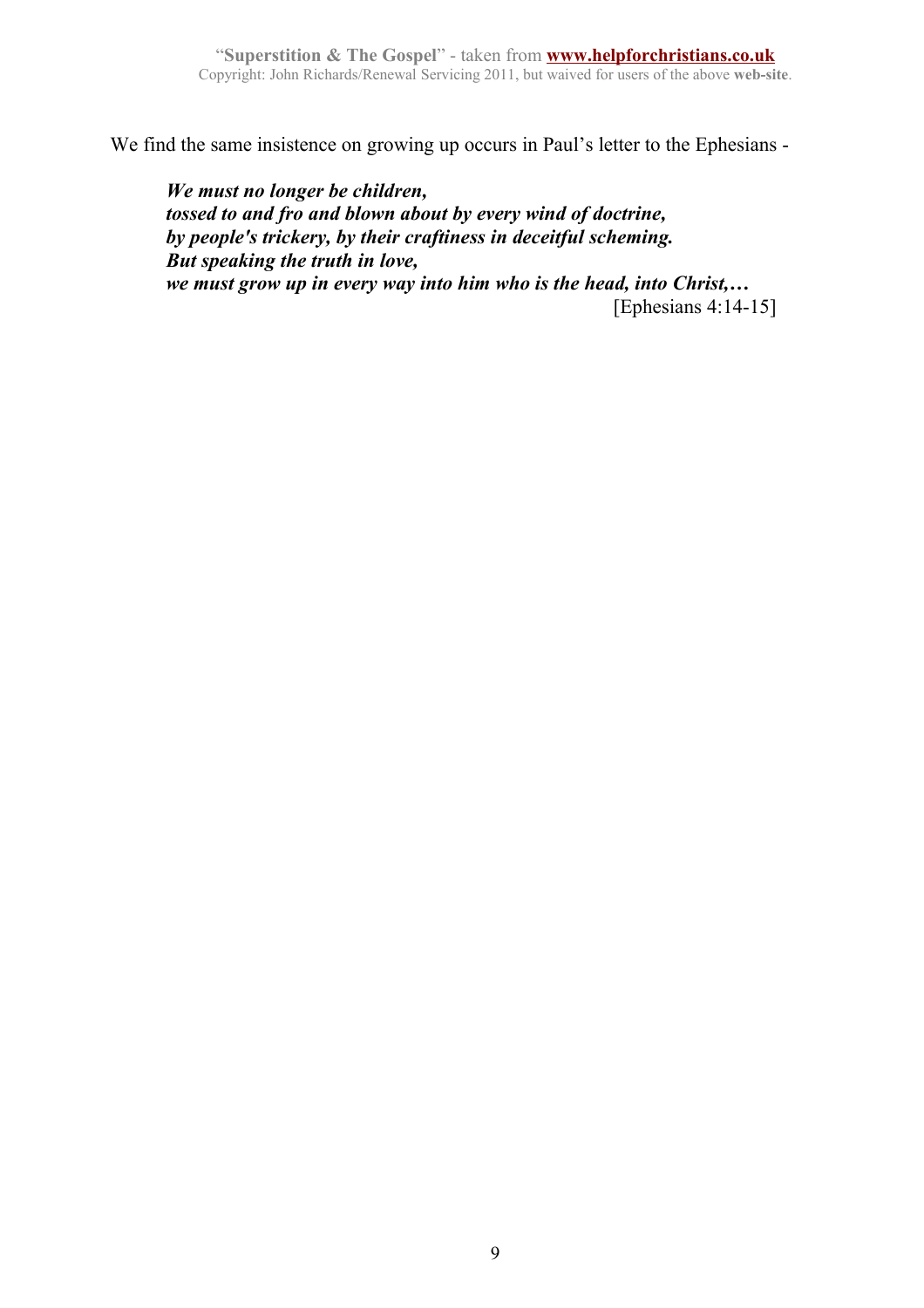We find the same insistence on growing up occurs in Paul's letter to the Ephesians -

> ***We must no longer be children,***
> ***tossed to and fro and blown about by every wind of doctrine,***
> ***by people's trickery, by their craftiness in deceitful scheming.***
> ***But speaking the truth in love,***
> ***we must grow up in every way into him who is the head, into Christ,…***
> [Ephesians 4:14-15]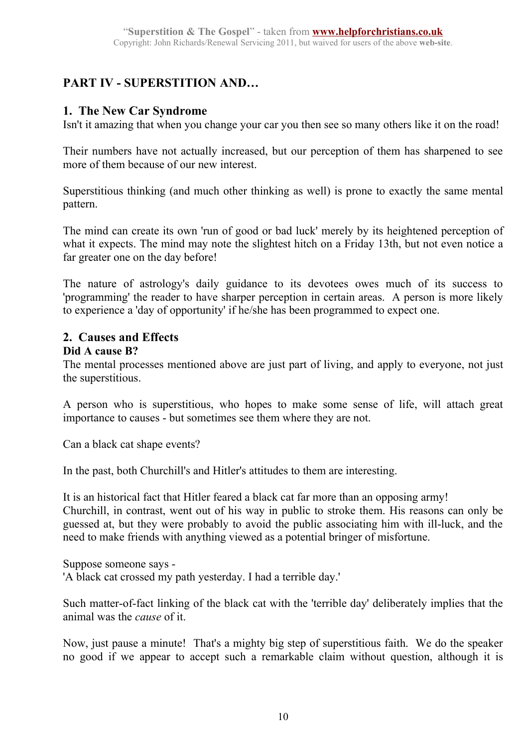## PART IV - SUPERSTITION AND…

### 1. The New Car Syndrome

Isn't it amazing that when you change your car you then see so many others like it on the road!

Their numbers have not actually increased, but our perception of them has sharpened to see more of them because of our new interest.

Superstitious thinking (and much other thinking as well) is prone to exactly the same mental pattern.

The mind can create its own 'run of good or bad luck' merely by its heightened perception of what it expects. The mind may note the slightest hitch on a Friday 13th, but not even notice a far greater one on the day before!

The nature of astrology's daily guidance to its devotees owes much of its success to 'programming' the reader to have sharper perception in certain areas. A person is more likely to experience a 'day of opportunity' if he/she has been programmed to expect one.

### 2. Causes and Effects

**Did A cause B?**

The mental processes mentioned above are just part of living, and apply to everyone, not just the superstitious.

A person who is superstitious, who hopes to make some sense of life, will attach great importance to causes - but sometimes see them where they are not.

Can a black cat shape events?

In the past, both Churchill's and Hitler's attitudes to them are interesting.

It is an historical fact that Hitler feared a black cat far more than an opposing army!
Churchill, in contrast, went out of his way in public to stroke them. His reasons can only be guessed at, but they were probably to avoid the public associating him with ill-luck, and the need to make friends with anything viewed as a potential bringer of misfortune.

Suppose someone says -
'A black cat crossed my path yesterday. I had a terrible day.'

Such matter-of-fact linking of the black cat with the 'terrible day' deliberately implies that the animal was the *cause* of it.

Now, just pause a minute! That's a mighty big step of superstitious faith. We do the speaker no good if we appear to accept such a remarkable claim without question, although it is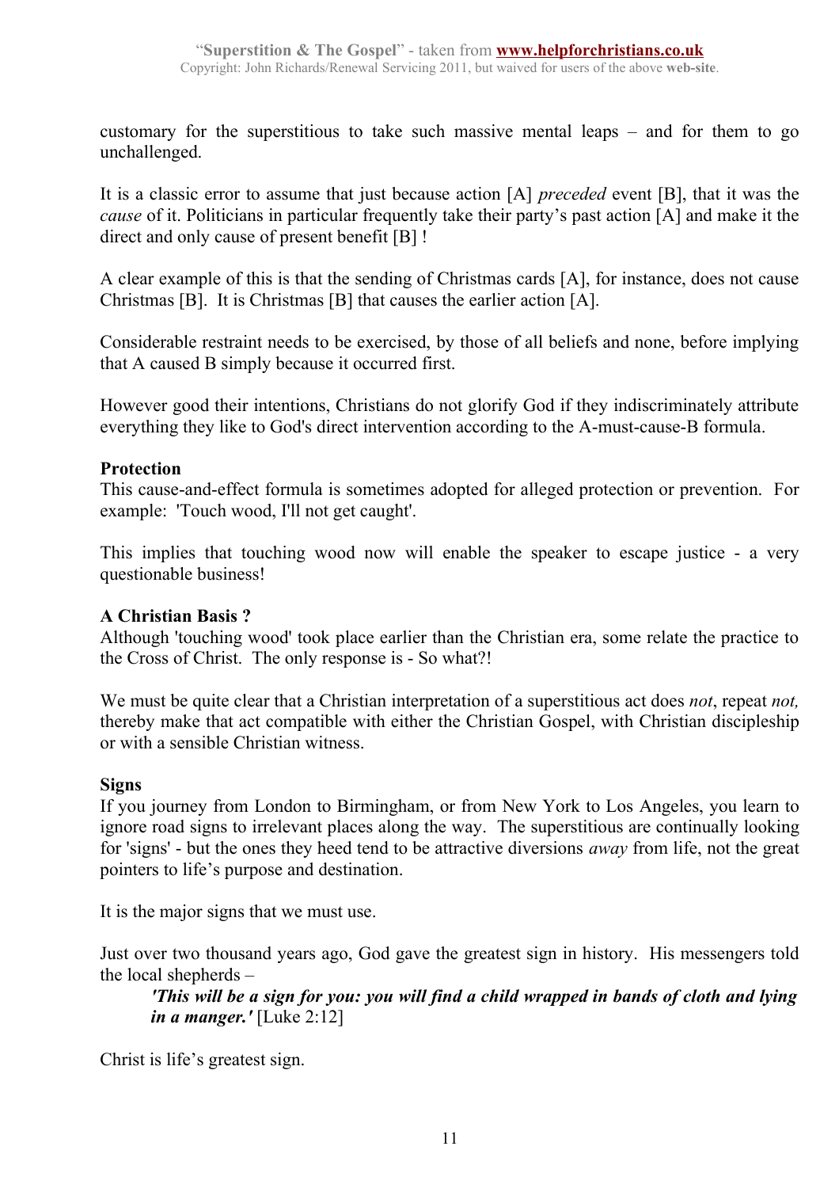customary for the superstitious to take such massive mental leaps – and for them to go unchallenged.

It is a classic error to assume that just because action [A] *preceded* event [B], that it was the *cause* of it. Politicians in particular frequently take their party's past action [A] and make it the direct and only cause of present benefit [B] !

A clear example of this is that the sending of Christmas cards [A], for instance, does not cause Christmas [B]. It is Christmas [B] that causes the earlier action [A].

Considerable restraint needs to be exercised, by those of all beliefs and none, before implying that A caused B simply because it occurred first.

However good their intentions, Christians do not glorify God if they indiscriminately attribute everything they like to God's direct intervention according to the A-must-cause-B formula.

**Protection**

This cause-and-effect formula is sometimes adopted for alleged protection or prevention. For example: 'Touch wood, I'll not get caught'.

This implies that touching wood now will enable the speaker to escape justice - a very questionable business!

**A Christian Basis ?**

Although 'touching wood' took place earlier than the Christian era, some relate the practice to the Cross of Christ. The only response is - So what?!

We must be quite clear that a Christian interpretation of a superstitious act does *not*, repeat *not,* thereby make that act compatible with either the Christian Gospel, with Christian discipleship or with a sensible Christian witness.

**Signs**

If you journey from London to Birmingham, or from New York to Los Angeles, you learn to ignore road signs to irrelevant places along the way. The superstitious are continually looking for 'signs' - but the ones they heed tend to be attractive diversions *away* from life, not the great pointers to life's purpose and destination.

It is the major signs that we must use.

Just over two thousand years ago, God gave the greatest sign in history. His messengers told the local shepherds –

> ***'This will be a sign for you: you will find a child wrapped in bands of cloth and lying in a manger.'*** [Luke 2:12]

Christ is life's greatest sign.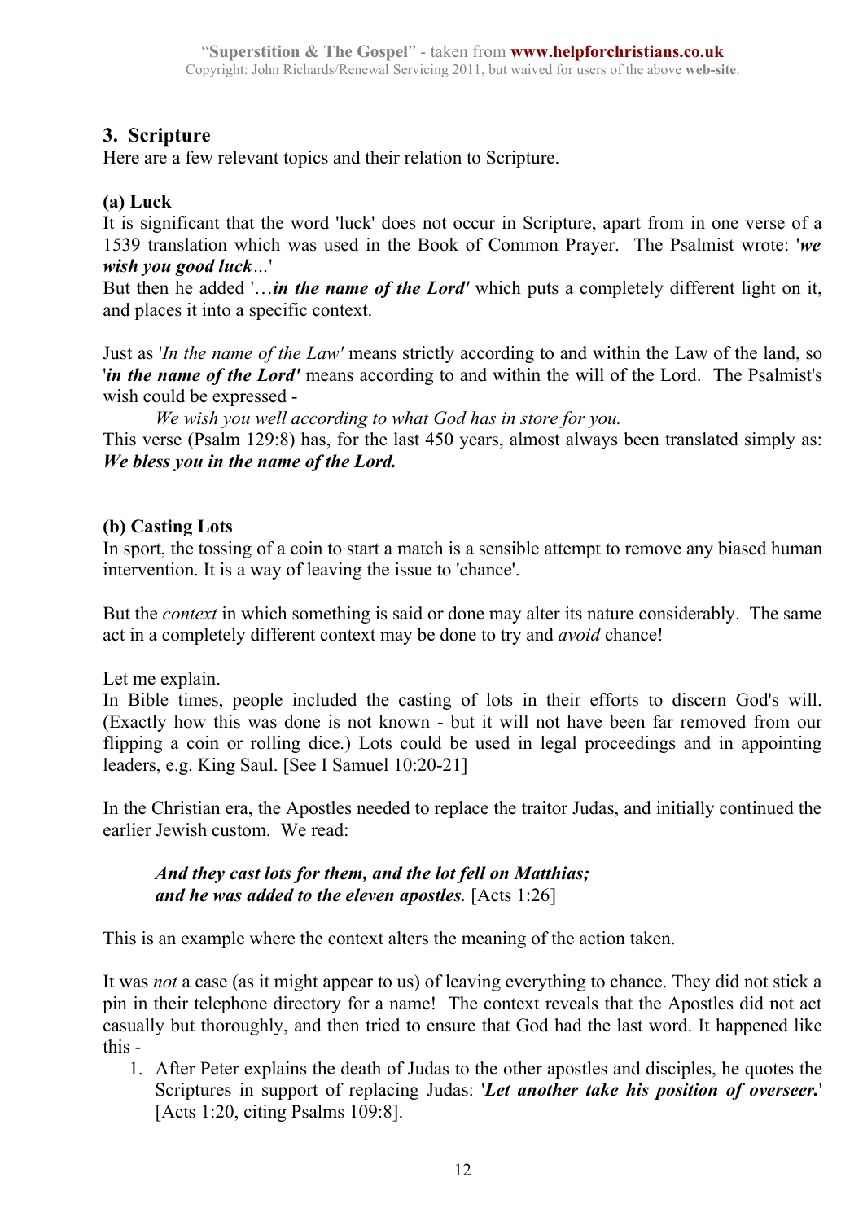## 3. Scripture

Here are a few relevant topics and their relation to Scripture.

### (a) Luck

It is significant that the word 'luck' does not occur in Scripture, apart from in one verse of a 1539 translation which was used in the Book of Common Prayer. The Psalmist wrote: '***we wish you good luck**…*'

But then he added '…***in the name of the Lord'*** which puts a completely different light on it, and places it into a specific context.

Just as '*In the name of the Law'* means strictly according to and within the Law of the land, so '***in the name of the Lord'*** means according to and within the will of the Lord. The Psalmist's wish could be expressed -

> *We wish you well according to what God has in store for you.*

This verse (Psalm 129:8) has, for the last 450 years, almost always been translated simply as: ***We bless you in the name of the Lord.***

### (b) Casting Lots

In sport, the tossing of a coin to start a match is a sensible attempt to remove any biased human intervention. It is a way of leaving the issue to 'chance'.

But the *context* in which something is said or done may alter its nature considerably. The same act in a completely different context may be done to try and *avoid* chance!

Let me explain.

In Bible times, people included the casting of lots in their efforts to discern God's will. (Exactly how this was done is not known - but it will not have been far removed from our flipping a coin or rolling dice.) Lots could be used in legal proceedings and in appointing leaders, e.g. King Saul. [See I Samuel 10:20-21]

In the Christian era, the Apostles needed to replace the traitor Judas, and initially continued the earlier Jewish custom. We read:

> ***And they cast lots for them, and the lot fell on Matthias;***
> ***and he was added to the eleven apostles.*** [Acts 1:26]

This is an example where the context alters the meaning of the action taken.

It was *not* a case (as it might appear to us) of leaving everything to chance. They did not stick a pin in their telephone directory for a name! The context reveals that the Apostles did not act casually but thoroughly, and then tried to ensure that God had the last word. It happened like this -

1. After Peter explains the death of Judas to the other apostles and disciples, he quotes the Scriptures in support of replacing Judas: '***Let another take his position of overseer.***' [Acts 1:20, citing Psalms 109:8].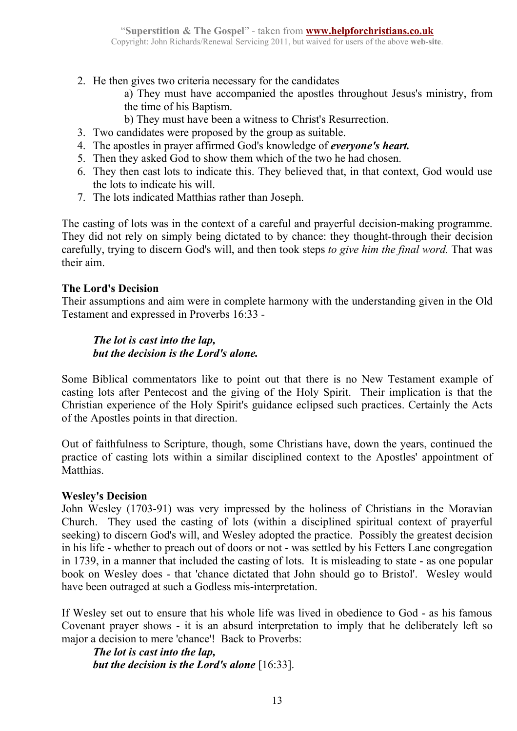2. He then gives two criteria necessary for the candidates
   a) They must have accompanied the apostles throughout Jesus's ministry, from the time of his Baptism.
   b) They must have been a witness to Christ's Resurrection.
3. Two candidates were proposed by the group as suitable.
4. The apostles in prayer affirmed God's knowledge of ***everyone's heart.***
5. Then they asked God to show them which of the two he had chosen.
6. They then cast lots to indicate this. They believed that, in that context, God would use the lots to indicate his will.
7. The lots indicated Matthias rather than Joseph.

The casting of lots was in the context of a careful and prayerful decision-making programme. They did not rely on simply being dictated to by chance: they thought-through their decision carefully, trying to discern God's will, and then took steps *to give him the final word.* That was their aim.

**The Lord's Decision**
Their assumptions and aim were in complete harmony with the understanding given in the Old Testament and expressed in Proverbs 16:33 -

> ***The lot is cast into the lap,***
> ***but the decision is the Lord's alone.***

Some Biblical commentators like to point out that there is no New Testament example of casting lots after Pentecost and the giving of the Holy Spirit. Their implication is that the Christian experience of the Holy Spirit's guidance eclipsed such practices. Certainly the Acts of the Apostles points in that direction.

Out of faithfulness to Scripture, though, some Christians have, down the years, continued the practice of casting lots within a similar disciplined context to the Apostles' appointment of Matthias.

**Wesley's Decision**
John Wesley (1703-91) was very impressed by the holiness of Christians in the Moravian Church. They used the casting of lots (within a disciplined spiritual context of prayerful seeking) to discern God's will, and Wesley adopted the practice. Possibly the greatest decision in his life - whether to preach out of doors or not - was settled by his Fetters Lane congregation in 1739, in a manner that included the casting of lots. It is misleading to state - as one popular book on Wesley does - that 'chance dictated that John should go to Bristol'. Wesley would have been outraged at such a Godless mis-interpretation.

If Wesley set out to ensure that his whole life was lived in obedience to God - as his famous Covenant prayer shows - it is an absurd interpretation to imply that he deliberately left so major a decision to mere 'chance'! Back to Proverbs:

> ***The lot is cast into the lap,***
> ***but the decision is the Lord's alone*** [16:33].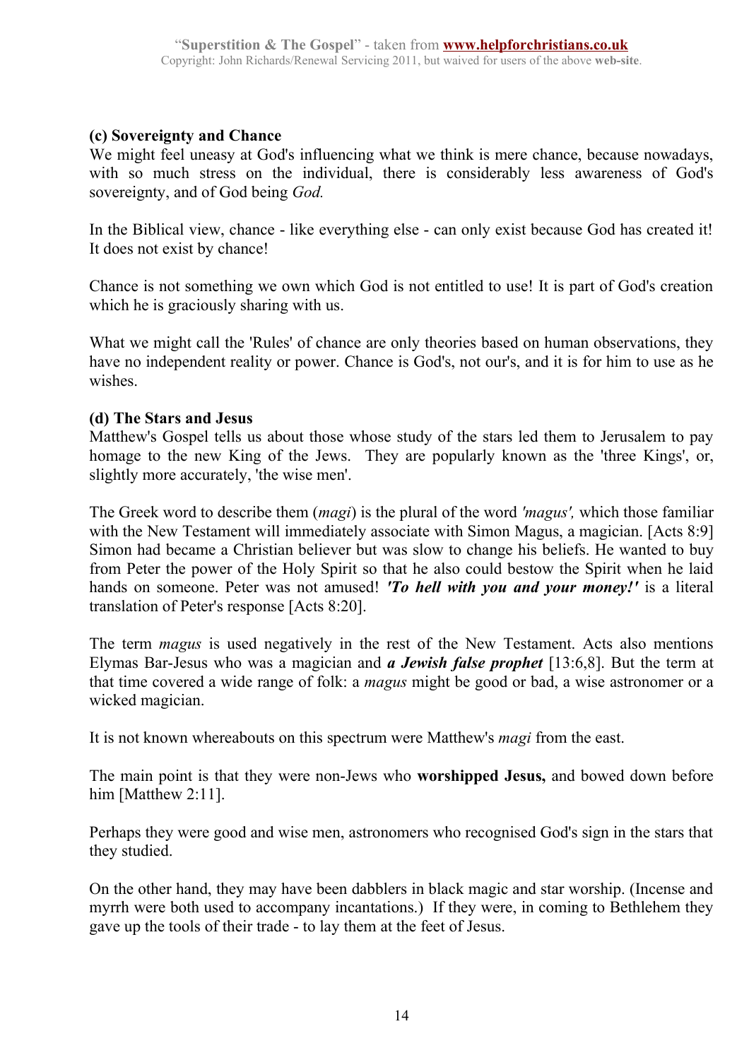**(c) Sovereignty and Chance**
We might feel uneasy at God's influencing what we think is mere chance, because nowadays, with so much stress on the individual, there is considerably less awareness of God's sovereignty, and of God being *God.*

In the Biblical view, chance - like everything else - can only exist because God has created it! It does not exist by chance!

Chance is not something we own which God is not entitled to use! It is part of God's creation which he is graciously sharing with us.

What we might call the 'Rules' of chance are only theories based on human observations, they have no independent reality or power. Chance is God's, not our's, and it is for him to use as he wishes.

**(d) The Stars and Jesus**
Matthew's Gospel tells us about those whose study of the stars led them to Jerusalem to pay homage to the new King of the Jews. They are popularly known as the 'three Kings', or, slightly more accurately, 'the wise men'.

The Greek word to describe them (*magi*) is the plural of the word *'magus',* which those familiar with the New Testament will immediately associate with Simon Magus, a magician. [Acts 8:9] Simon had became a Christian believer but was slow to change his beliefs. He wanted to buy from Peter the power of the Holy Spirit so that he also could bestow the Spirit when he laid hands on someone. Peter was not amused! ***'To hell with you and your money!'*** is a literal translation of Peter's response [Acts 8:20].

The term *magus* is used negatively in the rest of the New Testament. Acts also mentions Elymas Bar-Jesus who was a magician and ***a Jewish false prophet*** [13:6,8]. But the term at that time covered a wide range of folk: a *magus* might be good or bad, a wise astronomer or a wicked magician.

It is not known whereabouts on this spectrum were Matthew's *magi* from the east.

The main point is that they were non-Jews who **worshipped Jesus,** and bowed down before him [Matthew 2:11].

Perhaps they were good and wise men, astronomers who recognised God's sign in the stars that they studied.

On the other hand, they may have been dabblers in black magic and star worship. (Incense and myrrh were both used to accompany incantations.) If they were, in coming to Bethlehem they gave up the tools of their trade - to lay them at the feet of Jesus.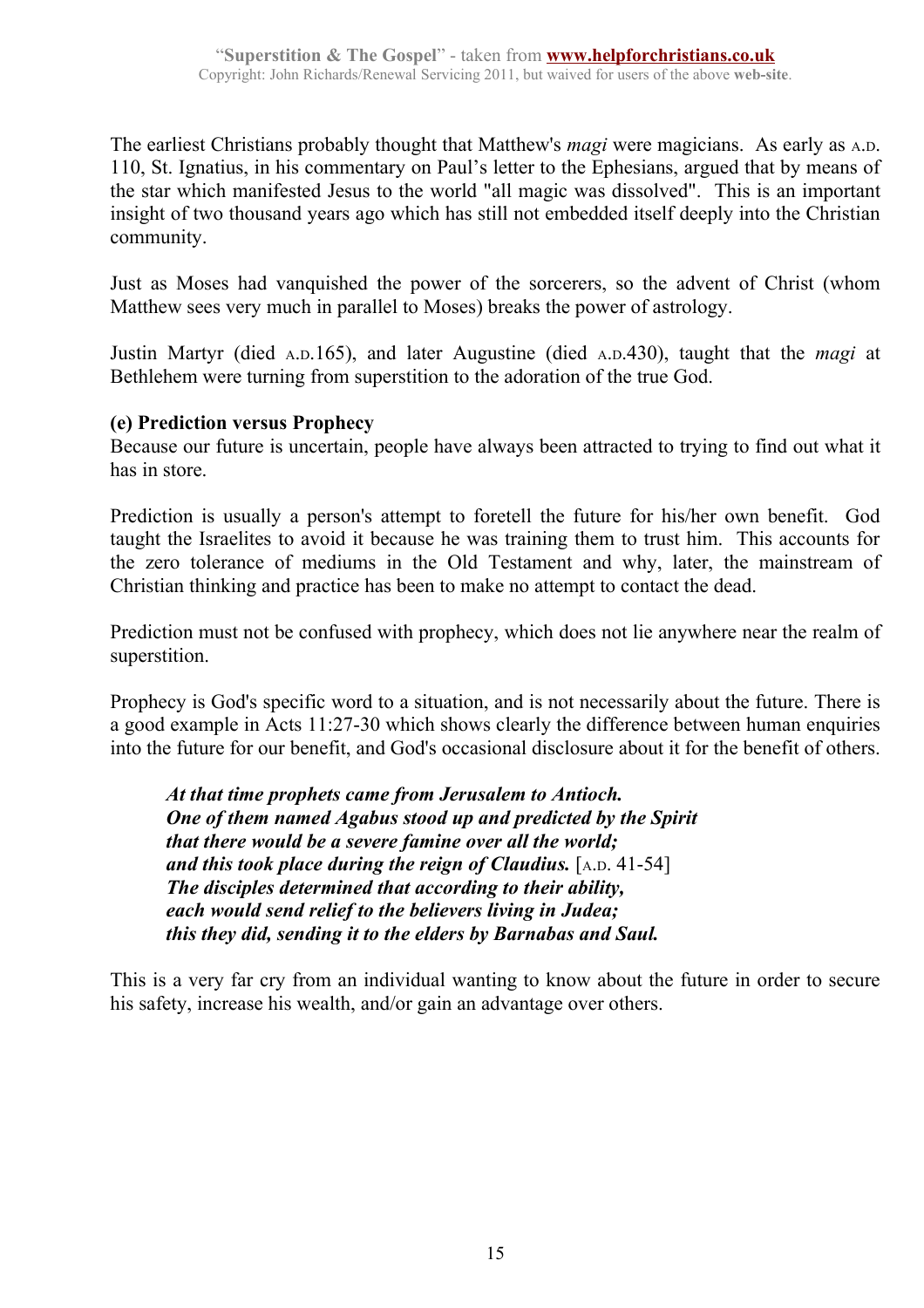The earliest Christians probably thought that Matthew's *magi* were magicians. As early as A.D. 110, St. Ignatius, in his commentary on Paul's letter to the Ephesians, argued that by means of the star which manifested Jesus to the world "all magic was dissolved". This is an important insight of two thousand years ago which has still not embedded itself deeply into the Christian community.

Just as Moses had vanquished the power of the sorcerers, so the advent of Christ (whom Matthew sees very much in parallel to Moses) breaks the power of astrology.

Justin Martyr (died A.D.165), and later Augustine (died A.D.430), taught that the *magi* at Bethlehem were turning from superstition to the adoration of the true God.

**(e) Prediction versus Prophecy**

Because our future is uncertain, people have always been attracted to trying to find out what it has in store.

Prediction is usually a person's attempt to foretell the future for his/her own benefit. God taught the Israelites to avoid it because he was training them to trust him. This accounts for the zero tolerance of mediums in the Old Testament and why, later, the mainstream of Christian thinking and practice has been to make no attempt to contact the dead.

Prediction must not be confused with prophecy, which does not lie anywhere near the realm of superstition.

Prophecy is God's specific word to a situation, and is not necessarily about the future. There is a good example in Acts 11:27-30 which shows clearly the difference between human enquiries into the future for our benefit, and God's occasional disclosure about it for the benefit of others.

> ***At that time prophets came from Jerusalem to Antioch.***
> ***One of them named Agabus stood up and predicted by the Spirit***
> ***that there would be a severe famine over all the world;***
> ***and this took place during the reign of Claudius.*** [A.D. 41-54]
> ***The disciples determined that according to their ability,***
> ***each would send relief to the believers living in Judea;***
> ***this they did, sending it to the elders by Barnabas and Saul.***

This is a very far cry from an individual wanting to know about the future in order to secure his safety, increase his wealth, and/or gain an advantage over others.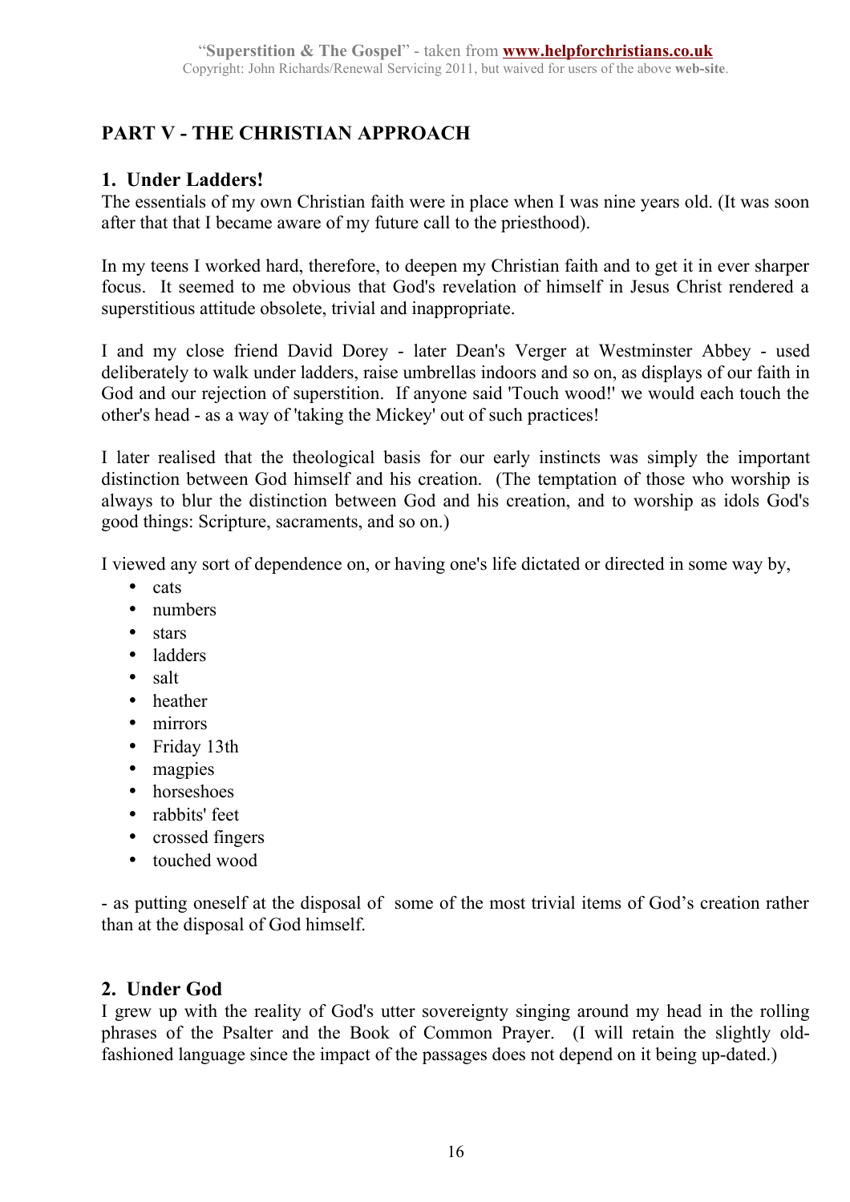## PART V - THE CHRISTIAN APPROACH

### 1. Under Ladders!

The essentials of my own Christian faith were in place when I was nine years old. (It was soon after that that I became aware of my future call to the priesthood).

In my teens I worked hard, therefore, to deepen my Christian faith and to get it in ever sharper focus. It seemed to me obvious that God's revelation of himself in Jesus Christ rendered a superstitious attitude obsolete, trivial and inappropriate.

I and my close friend David Dorey - later Dean's Verger at Westminster Abbey - used deliberately to walk under ladders, raise umbrellas indoors and so on, as displays of our faith in God and our rejection of superstition. If anyone said 'Touch wood!' we would each touch the other's head - as a way of 'taking the Mickey' out of such practices!

I later realised that the theological basis for our early instincts was simply the important distinction between God himself and his creation. (The temptation of those who worship is always to blur the distinction between God and his creation, and to worship as idols God's good things: Scripture, sacraments, and so on.)

I viewed any sort of dependence on, or having one's life dictated or directed in some way by,

- cats
- numbers
- stars
- ladders
- salt
- heather
- mirrors
- Friday 13th
- magpies
- horseshoes
- rabbits' feet
- crossed fingers
- touched wood

- as putting oneself at the disposal of some of the most trivial items of God's creation rather than at the disposal of God himself.

### 2. Under God

I grew up with the reality of God's utter sovereignty singing around my head in the rolling phrases of the Psalter and the Book of Common Prayer. (I will retain the slightly old-fashioned language since the impact of the passages does not depend on it being up-dated.)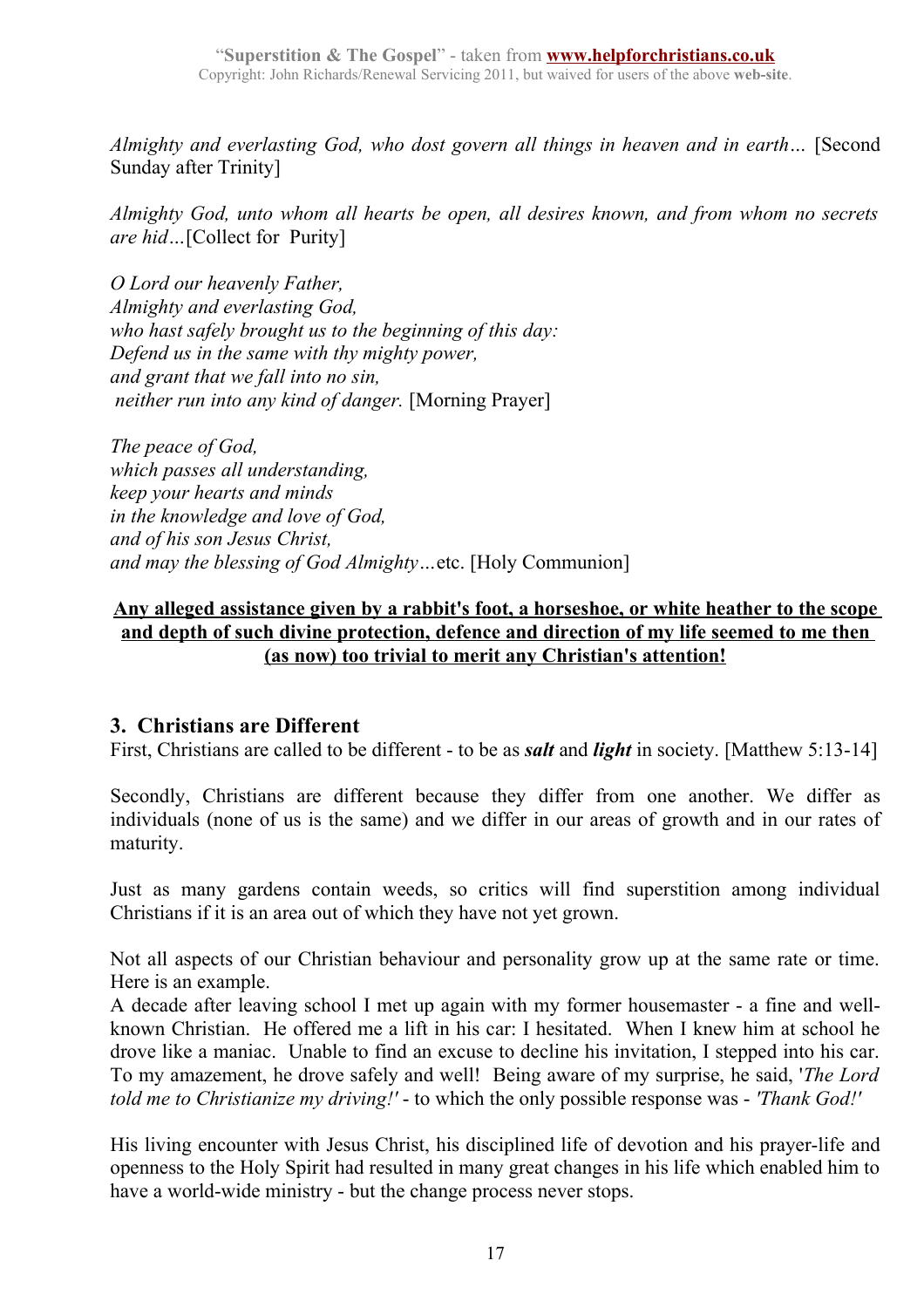*Almighty and everlasting God, who dost govern all things in heaven and in earth…* [Second Sunday after Trinity]

*Almighty God, unto whom all hearts be open, all desires known, and from whom no secrets are hid…*[Collect for Purity]

*O Lord our heavenly Father,*
*Almighty and everlasting God,*
*who hast safely brought us to the beginning of this day:*
*Defend us in the same with thy mighty power,*
*and grant that we fall into no sin,*
*neither run into any kind of danger.* [Morning Prayer]

*The peace of God,*
*which passes all understanding,*
*keep your hearts and minds*
*in the knowledge and love of God,*
*and of his son Jesus Christ,*
*and may the blessing of God Almighty…*etc. [Holy Communion]

**Any alleged assistance given by a rabbit's foot, a horseshoe, or white heather to the scope and depth of such divine protection, defence and direction of my life seemed to me then (as now) too trivial to merit any Christian's attention!**

## 3. Christians are Different

First, Christians are called to be different - to be as ***salt*** and ***light*** in society. [Matthew 5:13-14]

Secondly, Christians are different because they differ from one another. We differ as individuals (none of us is the same) and we differ in our areas of growth and in our rates of maturity.

Just as many gardens contain weeds, so critics will find superstition among individual Christians if it is an area out of which they have not yet grown.

Not all aspects of our Christian behaviour and personality grow up at the same rate or time. Here is an example.
A decade after leaving school I met up again with my former housemaster - a fine and well-known Christian. He offered me a lift in his car: I hesitated. When I knew him at school he drove like a maniac. Unable to find an excuse to decline his invitation, I stepped into his car. To my amazement, he drove safely and well! Being aware of my surprise, he said, '*The Lord told me to Christianize my driving!'* - to which the only possible response was - *'Thank God!'*

His living encounter with Jesus Christ, his disciplined life of devotion and his prayer-life and openness to the Holy Spirit had resulted in many great changes in his life which enabled him to have a world-wide ministry - but the change process never stops.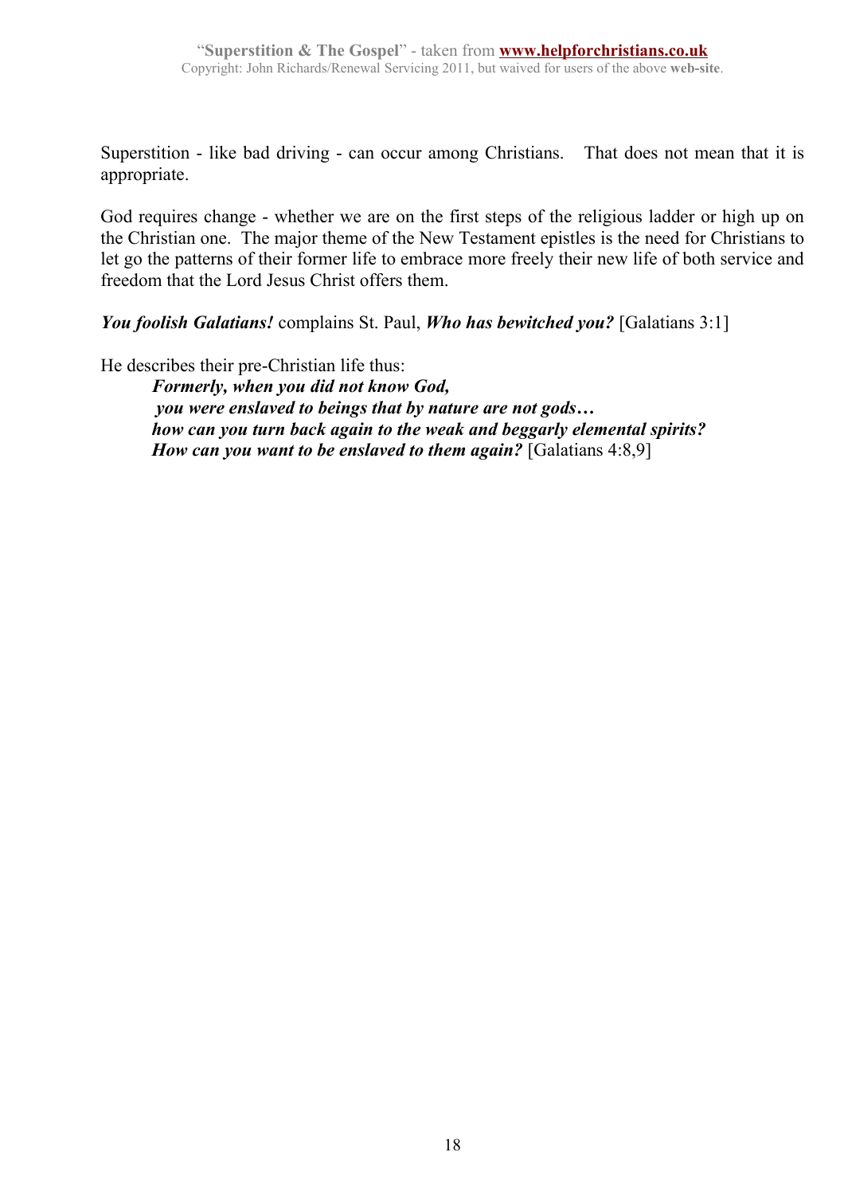Superstition - like bad driving - can occur among Christians. That does not mean that it is appropriate.

God requires change - whether we are on the first steps of the religious ladder or high up on the Christian one. The major theme of the New Testament epistles is the need for Christians to let go the patterns of their former life to embrace more freely their new life of both service and freedom that the Lord Jesus Christ offers them.

***You foolish Galatians!*** complains St. Paul, ***Who has bewitched you?*** [Galatians 3:1]

He describes their pre-Christian life thus:

> ***Formerly, when you did not know God,***
> ***you were enslaved to beings that by nature are not gods…***
> ***how can you turn back again to the weak and beggarly elemental spirits?***
> ***How can you want to be enslaved to them again?*** [Galatians 4:8,9]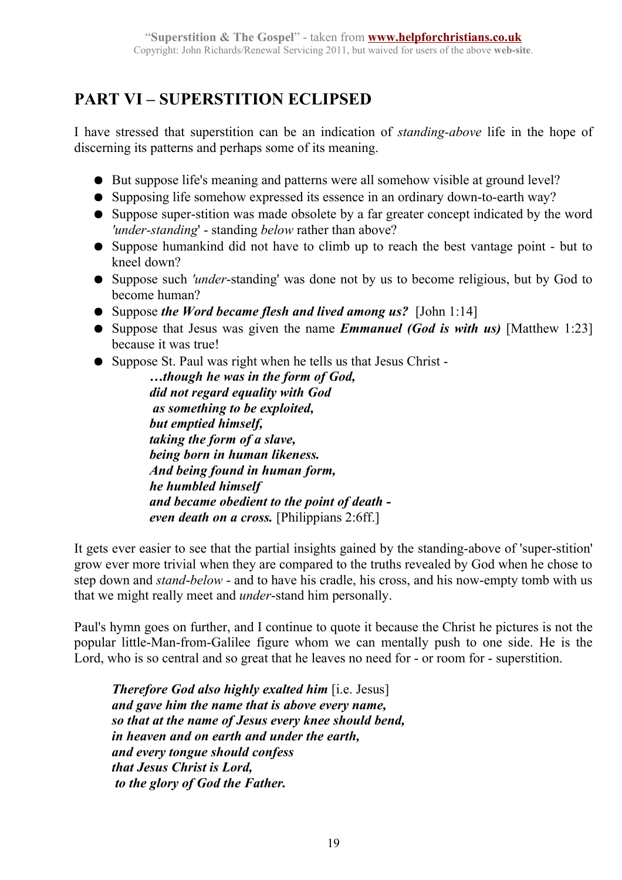## PART VI – SUPERSTITION ECLIPSED

I have stressed that superstition can be an indication of *standing-above* life in the hope of discerning its patterns and perhaps some of its meaning.

- But suppose life's meaning and patterns were all somehow visible at ground level?
- Supposing life somehow expressed its essence in an ordinary down-to-earth way?
- Suppose super-stition was made obsolete by a far greater concept indicated by the word *'under-standing*' - standing *below* rather than above?
- Suppose humankind did not have to climb up to reach the best vantage point - but to kneel down?
- Suppose such *'under*-standing' was done not by us to become religious, but by God to become human?
- Suppose ***the Word became flesh and lived among us?*** [John 1:14]
- Suppose that Jesus was given the name ***Emmanuel (God is with us)*** [Matthew 1:23] because it was true!
- Suppose St. Paul was right when he tells us that Jesus Christ -

  ***…though he was in the form of God,***
  ***did not regard equality with God***
  ***as something to be exploited,***
  ***but emptied himself,***
  ***taking the form of a slave,***
  ***being born in human likeness.***
  ***And being found in human form,***
  ***he humbled himself***
  ***and became obedient to the point of death -***
  ***even death on a cross.*** [Philippians 2:6ff.]

It gets ever easier to see that the partial insights gained by the standing-above of 'super-stition' grow ever more trivial when they are compared to the truths revealed by God when he chose to step down and *stand-below* - and to have his cradle, his cross, and his now-empty tomb with us that we might really meet and *under*-stand him personally.

Paul's hymn goes on further, and I continue to quote it because the Christ he pictures is not the popular little-Man-from-Galilee figure whom we can mentally push to one side. He is the Lord, who is so central and so great that he leaves no need for - or room for - superstition.

> ***Therefore God also highly exalted him*** [i.e. Jesus]
> ***and gave him the name that is above every name,***
> ***so that at the name of Jesus every knee should bend,***
> ***in heaven and on earth and under the earth,***
> ***and every tongue should confess***
> ***that Jesus Christ is Lord,***
> ***to the glory of God the Father.***